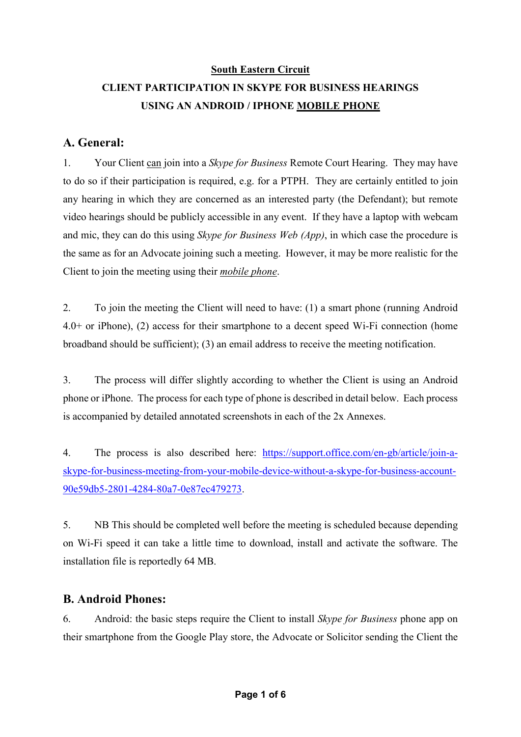**South Eastern Circuit**

**CLIENT PARTICIPATION IN SKYPE FOR BUSINESS HEARINGS USING AN ANDROID / IPHONE MOBILE PHONE**

## A. General:

1. Your Client can join into a *Skype for Business* Remote Court Hearing. They may have to do so if their participation is required, e.g. for a PTPH. They are certainly entitled to join any hearing in which they are concerned as an interested party (the Defendant); but remote video hearings should be publicly accessible in any event. If they have a laptop with webcam and mic, they can do this using *Skype for Business Web (App)*, in which case the procedure is the same as for an Advocate joining such a meeting. However, it may be more realistic for the Client to join the meeting using their ***mobile phone***.

2. To join the meeting the Client will need to have: (1) a smart phone (running Android 4.0+ or iPhone), (2) access for their smartphone to a decent speed Wi-Fi connection (home broadband should be sufficient); (3) an email address to receive the meeting notification.

3. The process will differ slightly according to whether the Client is using an Android phone or iPhone. The process for each type of phone is described in detail below. Each process is accompanied by detailed annotated screenshots in each of the 2x Annexes.

4. The process is also described here: [https://support.office.com/en-gb/article/join-a-skype-for-business-meeting-from-your-mobile-device-without-a-skype-for-business-account-90e59db5-2801-4284-80a7-0e87ec479273](https://support.office.com/en-gb/article/join-a-skype-for-business-meeting-from-your-mobile-device-without-a-skype-for-business-account-90e59db5-2801-4284-80a7-0e87ec479273).

5. NB This should be completed well before the meeting is scheduled because depending on Wi-Fi speed it can take a little time to download, install and activate the software. The installation file is reportedly 64 MB.

## B. Android Phones:

6. Android: the basic steps require the Client to install *Skype for Business* phone app on their smartphone from the Google Play store, the Advocate or Solicitor sending the Client the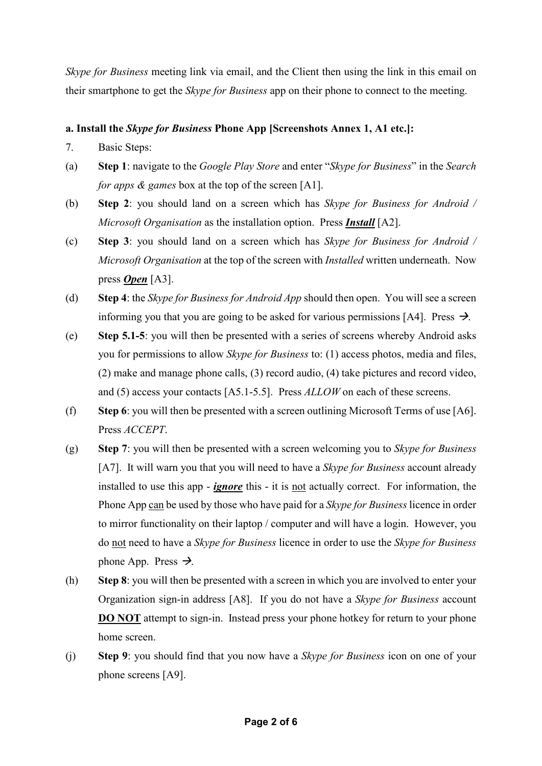*Skype for Business* meeting link via email, and the Client then using the link in this email on their smartphone to get the *Skype for Business* app on their phone to connect to the meeting.

**a. Install the *Skype for Business* Phone App [Screenshots Annex 1, A1 etc.]:**

7. Basic Steps:

(a) **Step 1**: navigate to the *Google Play Store* and enter "*Skype for Business*" in the *Search for apps & games* box at the top of the screen [A1].

(b) **Step 2**: you should land on a screen which has *Skype for Business for Android / Microsoft Organisation* as the installation option. Press ***Install*** [A2].

(c) **Step 3**: you should land on a screen which has *Skype for Business for Android / Microsoft Organisation* at the top of the screen with *Installed* written underneath. Now press ***Open*** [A3].

(d) **Step 4**: the *Skype for Business for Android App* should then open. You will see a screen informing you that you are going to be asked for various permissions [A4]. Press →.

(e) **Step 5.1-5**: you will then be presented with a series of screens whereby Android asks you for permissions to allow *Skype for Business* to: (1) access photos, media and files, (2) make and manage phone calls, (3) record audio, (4) take pictures and record video, and (5) access your contacts [A5.1-5.5]. Press *ALLOW* on each of these screens.

(f) **Step 6**: you will then be presented with a screen outlining Microsoft Terms of use [A6]. Press *ACCEPT*.

(g) **Step 7**: you will then be presented with a screen welcoming you to *Skype for Business* [A7]. It will warn you that you will need to have a *Skype for Business* account already installed to use this app - ***ignore*** this - it is not actually correct. For information, the Phone App can be used by those who have paid for a *Skype for Business* licence in order to mirror functionality on their laptop / computer and will have a login. However, you do not need to have a *Skype for Business* licence in order to use the *Skype for Business* phone App. Press →.

(h) **Step 8**: you will then be presented with a screen in which you are involved to enter your Organization sign-in address [A8]. If you do not have a *Skype for Business* account **DO NOT** attempt to sign-in. Instead press your phone hotkey for return to your phone home screen.

(j) **Step 9**: you should find that you now have a *Skype for Business* icon on one of your phone screens [A9].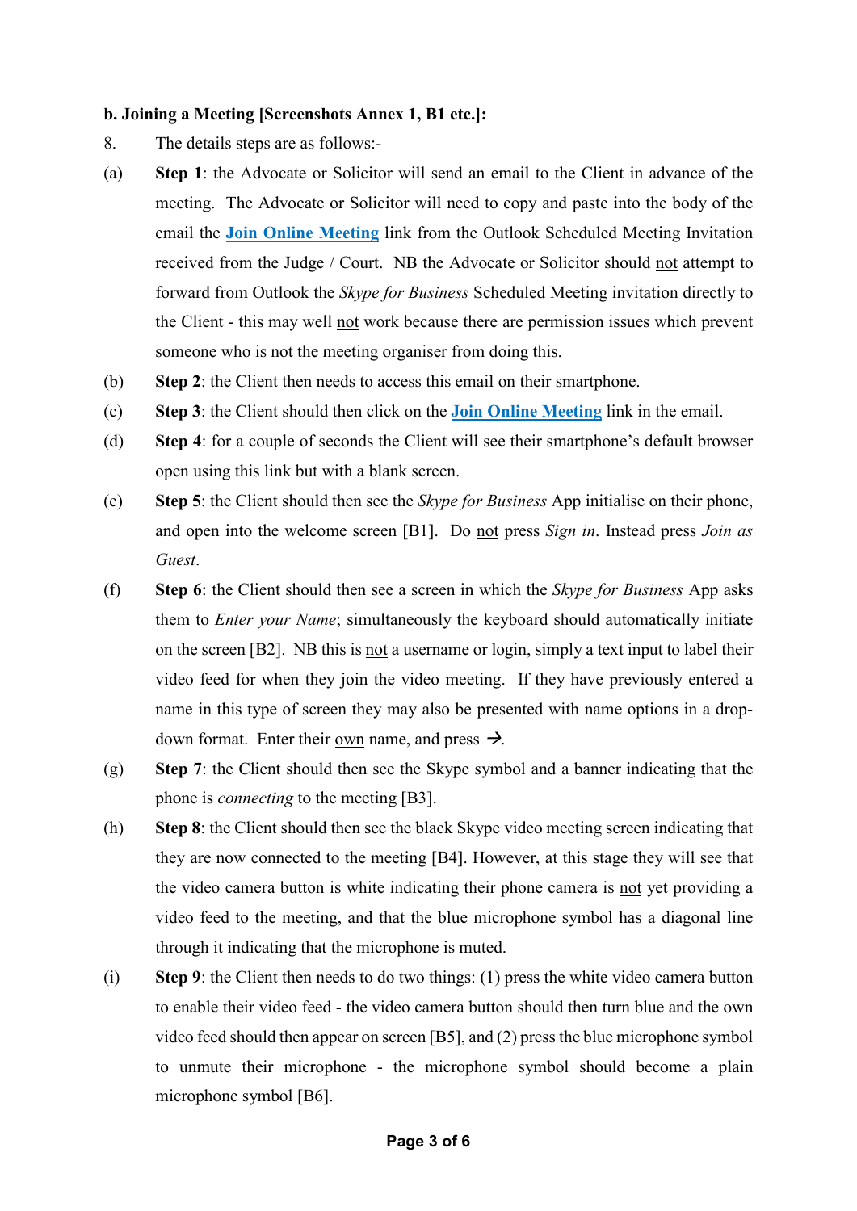**b. Joining a Meeting [Screenshots Annex 1, B1 etc.]:**

8. The details steps are as follows:-

(a) **Step 1**: the Advocate or Solicitor will send an email to the Client in advance of the meeting. The Advocate or Solicitor will need to copy and paste into the body of the email the **Join Online Meeting** link from the Outlook Scheduled Meeting Invitation received from the Judge / Court. NB the Advocate or Solicitor should not attempt to forward from Outlook the *Skype for Business* Scheduled Meeting invitation directly to the Client - this may well not work because there are permission issues which prevent someone who is not the meeting organiser from doing this.

(b) **Step 2**: the Client then needs to access this email on their smartphone.

(c) **Step 3**: the Client should then click on the **Join Online Meeting** link in the email.

(d) **Step 4**: for a couple of seconds the Client will see their smartphone's default browser open using this link but with a blank screen.

(e) **Step 5**: the Client should then see the *Skype for Business* App initialise on their phone, and open into the welcome screen [B1]. Do not press *Sign in*. Instead press *Join as Guest*.

(f) **Step 6**: the Client should then see a screen in which the *Skype for Business* App asks them to *Enter your Name*; simultaneously the keyboard should automatically initiate on the screen [B2]. NB this is not a username or login, simply a text input to label their video feed for when they join the video meeting. If they have previously entered a name in this type of screen they may also be presented with name options in a drop-down format. Enter their own name, and press →.

(g) **Step 7**: the Client should then see the Skype symbol and a banner indicating that the phone is *connecting* to the meeting [B3].

(h) **Step 8**: the Client should then see the black Skype video meeting screen indicating that they are now connected to the meeting [B4]. However, at this stage they will see that the video camera button is white indicating their phone camera is not yet providing a video feed to the meeting, and that the blue microphone symbol has a diagonal line through it indicating that the microphone is muted.

(i) **Step 9**: the Client then needs to do two things: (1) press the white video camera button to enable their video feed - the video camera button should then turn blue and the own video feed should then appear on screen [B5], and (2) press the blue microphone symbol to unmute their microphone - the microphone symbol should become a plain microphone symbol [B6].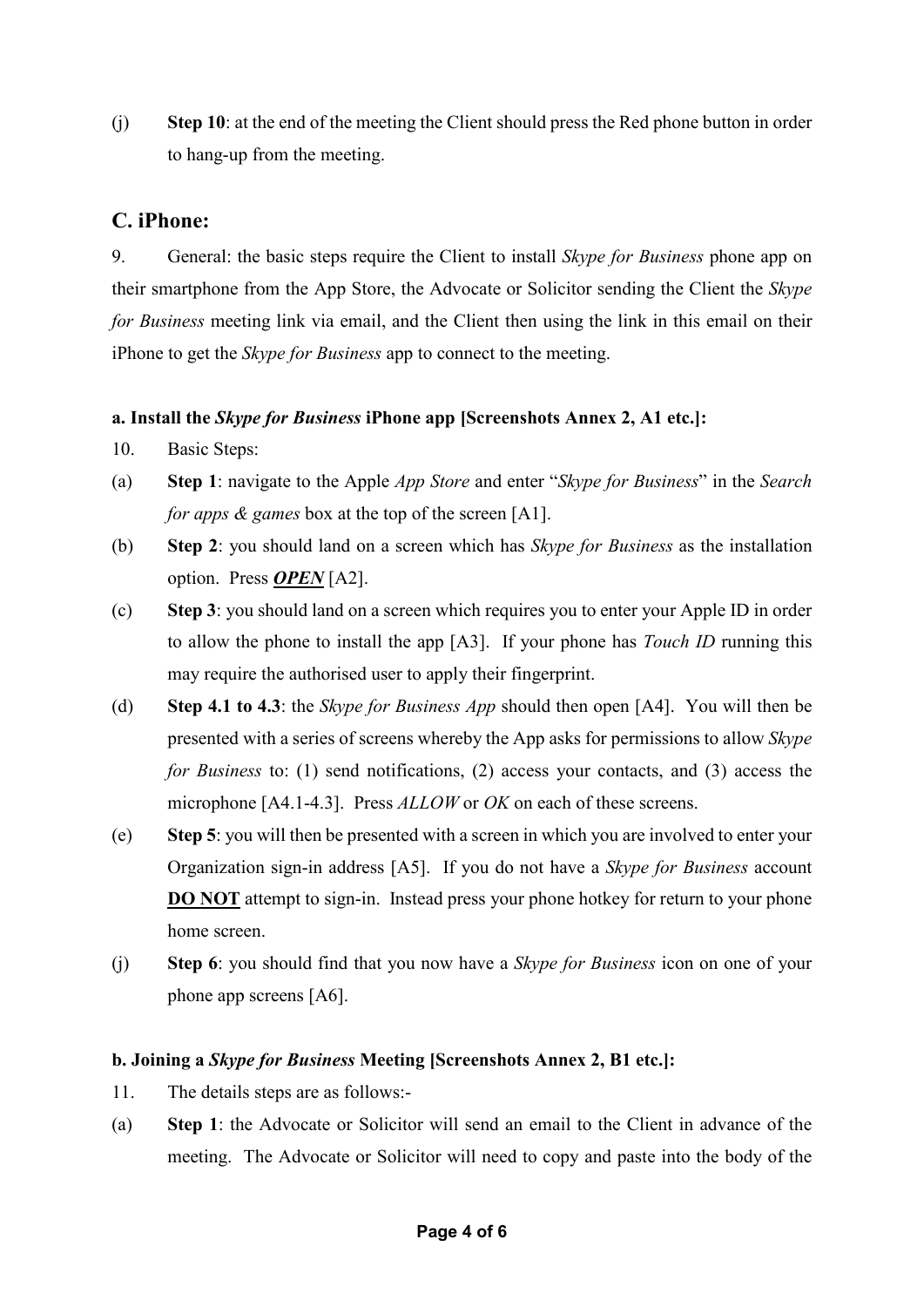(j) **Step 10**: at the end of the meeting the Client should press the Red phone button in order to hang-up from the meeting.

## C. iPhone:

9. General: the basic steps require the Client to install *Skype for Business* phone app on their smartphone from the App Store, the Advocate or Solicitor sending the Client the *Skype for Business* meeting link via email, and the Client then using the link in this email on their iPhone to get the *Skype for Business* app to connect to the meeting.

**a. Install the *Skype for Business* iPhone app [Screenshots Annex 2, A1 etc.]:**

10. Basic Steps:

(a) **Step 1**: navigate to the Apple *App Store* and enter "*Skype for Business*" in the *Search for apps & games* box at the top of the screen [A1].

(b) **Step 2**: you should land on a screen which has *Skype for Business* as the installation option. Press ***OPEN*** [A2].

(c) **Step 3**: you should land on a screen which requires you to enter your Apple ID in order to allow the phone to install the app [A3]. If your phone has *Touch ID* running this may require the authorised user to apply their fingerprint.

(d) **Step 4.1 to 4.3**: the *Skype for Business App* should then open [A4]. You will then be presented with a series of screens whereby the App asks for permissions to allow *Skype for Business* to: (1) send notifications, (2) access your contacts, and (3) access the microphone [A4.1-4.3]. Press *ALLOW* or *OK* on each of these screens.

(e) **Step 5**: you will then be presented with a screen in which you are involved to enter your Organization sign-in address [A5]. If you do not have a *Skype for Business* account **DO NOT** attempt to sign-in. Instead press your phone hotkey for return to your phone home screen.

(j) **Step 6**: you should find that you now have a *Skype for Business* icon on one of your phone app screens [A6].

**b. Joining a *Skype for Business* Meeting [Screenshots Annex 2, B1 etc.]:**

11. The details steps are as follows:-

(a) **Step 1**: the Advocate or Solicitor will send an email to the Client in advance of the meeting. The Advocate or Solicitor will need to copy and paste into the body of the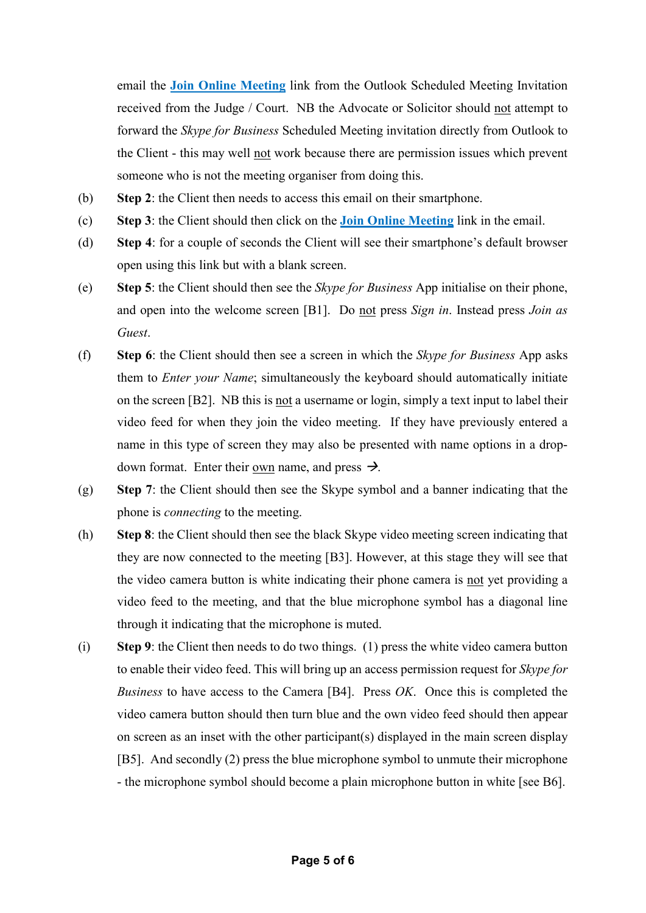email the **Join Online Meeting** link from the Outlook Scheduled Meeting Invitation received from the Judge / Court. NB the Advocate or Solicitor should not attempt to forward the *Skype for Business* Scheduled Meeting invitation directly from Outlook to the Client - this may well not work because there are permission issues which prevent someone who is not the meeting organiser from doing this.

(b) **Step 2**: the Client then needs to access this email on their smartphone.

(c) **Step 3**: the Client should then click on the **Join Online Meeting** link in the email.

(d) **Step 4**: for a couple of seconds the Client will see their smartphone's default browser open using this link but with a blank screen.

(e) **Step 5**: the Client should then see the *Skype for Business* App initialise on their phone, and open into the welcome screen [B1]. Do not press *Sign in*. Instead press *Join as Guest*.

(f) **Step 6**: the Client should then see a screen in which the *Skype for Business* App asks them to *Enter your Name*; simultaneously the keyboard should automatically initiate on the screen [B2]. NB this is not a username or login, simply a text input to label their video feed for when they join the video meeting. If they have previously entered a name in this type of screen they may also be presented with name options in a drop-down format. Enter their own name, and press →.

(g) **Step 7**: the Client should then see the Skype symbol and a banner indicating that the phone is *connecting* to the meeting.

(h) **Step 8**: the Client should then see the black Skype video meeting screen indicating that they are now connected to the meeting [B3]. However, at this stage they will see that the video camera button is white indicating their phone camera is not yet providing a video feed to the meeting, and that the blue microphone symbol has a diagonal line through it indicating that the microphone is muted.

(i) **Step 9**: the Client then needs to do two things. (1) press the white video camera button to enable their video feed. This will bring up an access permission request for *Skype for Business* to have access to the Camera [B4]. Press *OK*. Once this is completed the video camera button should then turn blue and the own video feed should then appear on screen as an inset with the other participant(s) displayed in the main screen display [B5]. And secondly (2) press the blue microphone symbol to unmute their microphone - the microphone symbol should become a plain microphone button in white [see B6].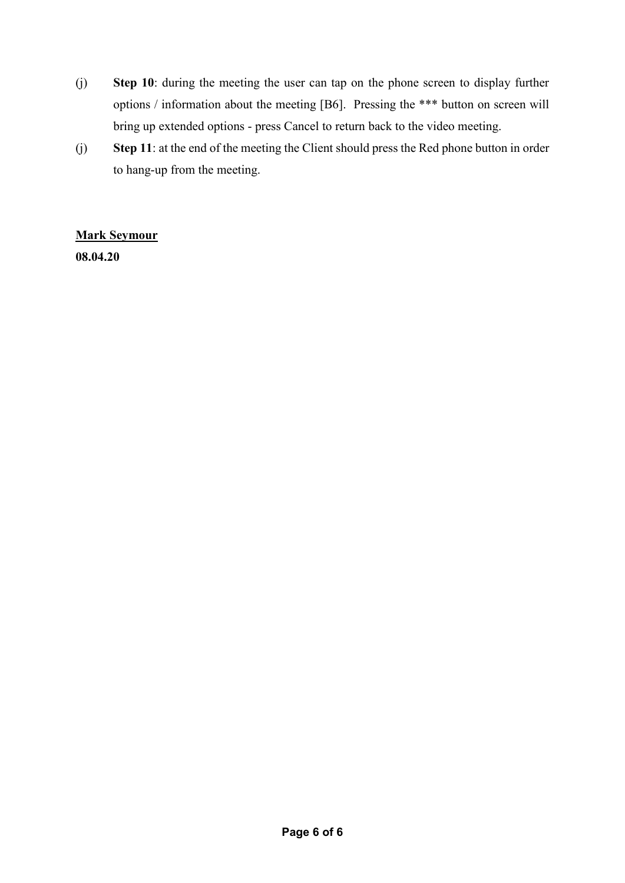(j) **Step 10**: during the meeting the user can tap on the phone screen to display further options / information about the meeting [B6]. Pressing the *** button on screen will bring up extended options - press Cancel to return back to the video meeting.

(j) **Step 11**: at the end of the meeting the Client should press the Red phone button in order to hang-up from the meeting.

**<u>Mark Seymour</u>**

**08.04.20**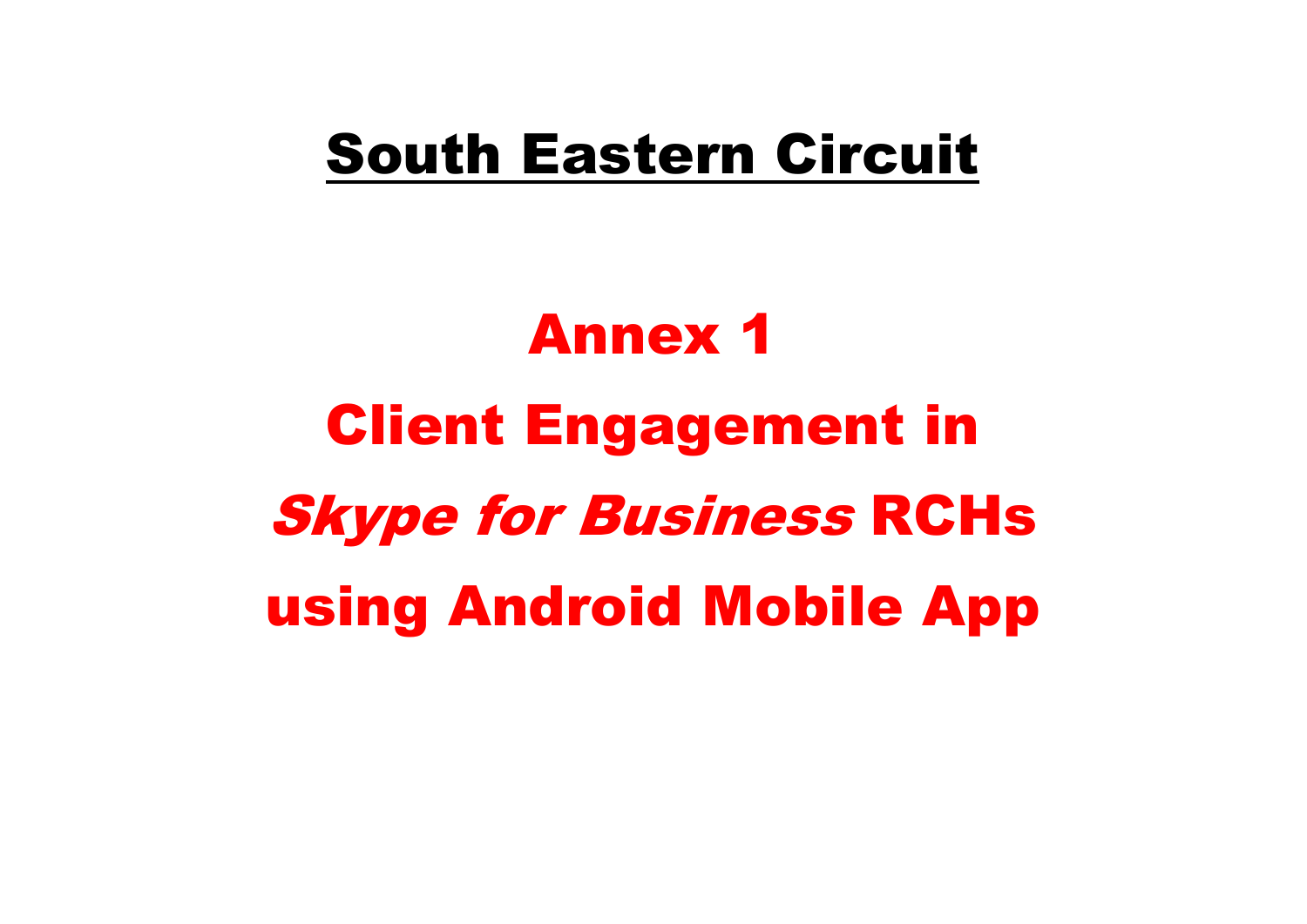# South Eastern Circuit

# Annex 1

# Client Engagement in *Skype for Business* RCHs using Android Mobile App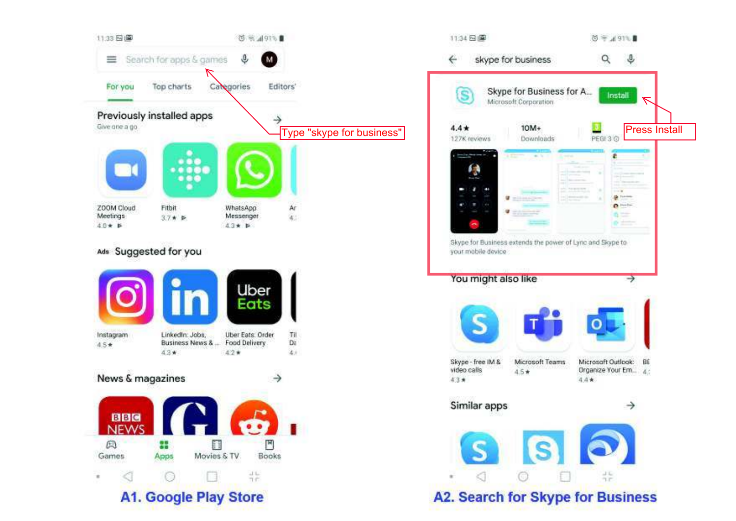Type "skype for business"

Press Install

**A1. Google Play Store**

**A2. Search for Skype for Business**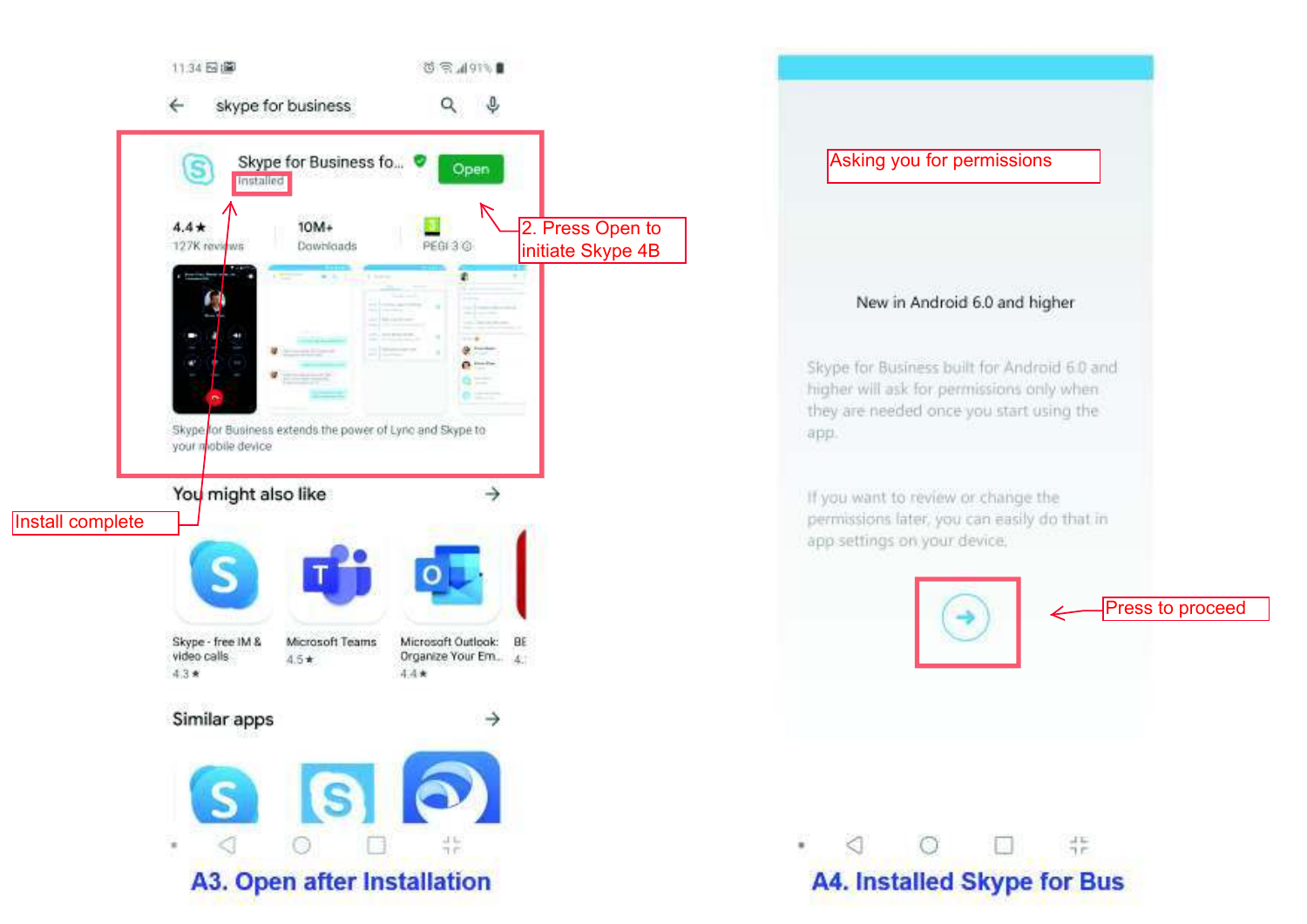11:34

skype for business

Skype for Business fo... Open

Installed

4.4★ 127K reviews | 10M+ Downloads | PEGI 3

Skype for Business extends the power of Lync and Skype to your mobile device

2. Press Open to initiate Skype 4B

Install complete

You might also like

Skype - free IM & video calls 4.3★

Microsoft Teams 4.5★

Microsoft Outlook: Organize Your Em... 4.4★

Similar apps

**A3. Open after Installation**

Asking you for permissions

New in Android 6.0 and higher

Skype for Business built for Android 6.0 and higher will ask for permissions only when they are needed once you start using the app.

If you want to review or change the permissions later, you can easily do that in app settings on your device.

Press to proceed

**A4. Installed Skype for Bus**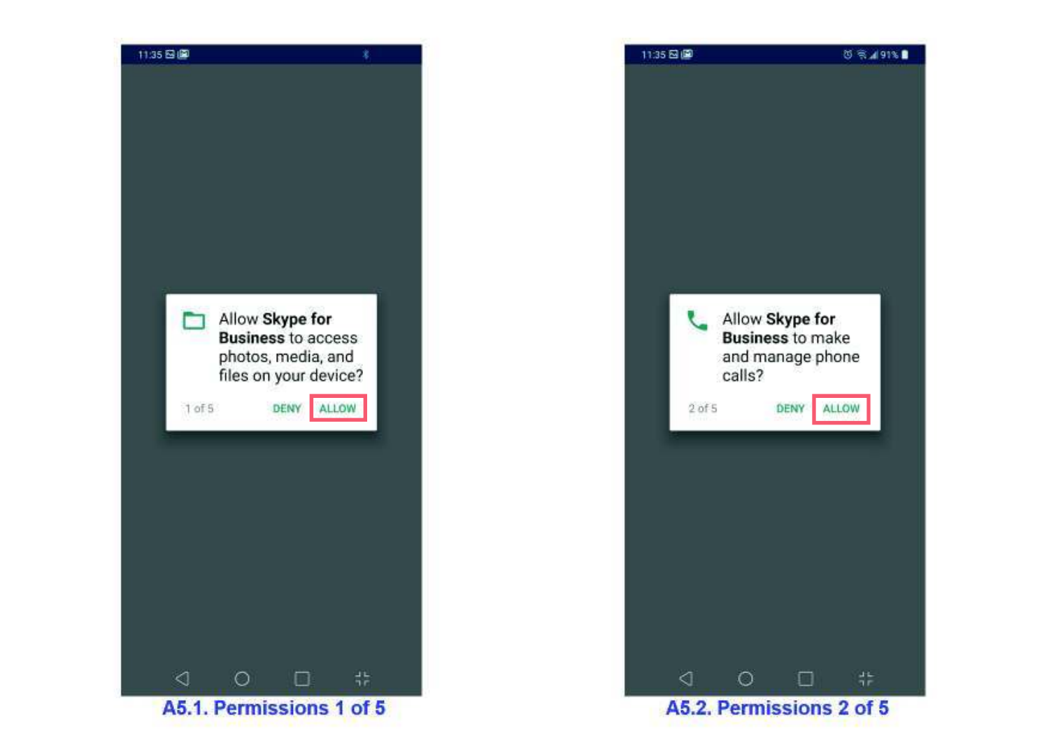Allow **Skype for Business** to access photos, media, and files on your device?

1 of 5 DENY ALLOW

A5.1. Permissions 1 of 5

Allow **Skype for Business** to make and manage phone calls?

2 of 5 DENY ALLOW

A5.2. Permissions 2 of 5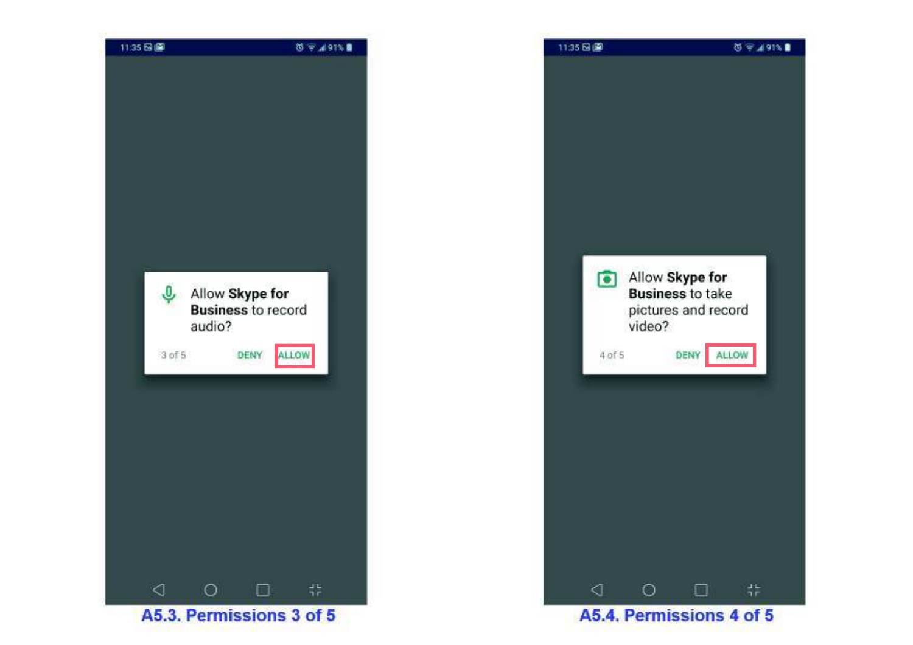Allow **Skype for Business** to record audio?

3 of 5 DENY ALLOW

A5.3. Permissions 3 of 5

Allow **Skype for Business** to take pictures and record video?

4 of 5 DENY ALLOW

A5.4. Permissions 4 of 5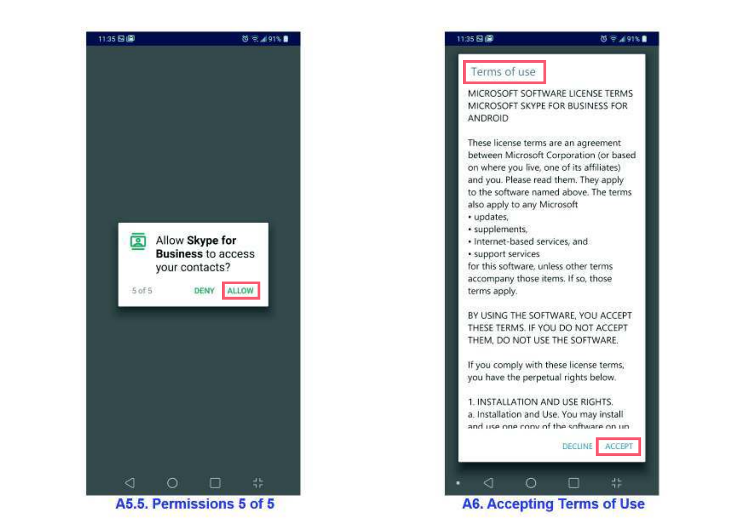11:35 91%

Allow **Skype for Business** to access your contacts?

5 of 5 DENY ALLOW

**A5.5. Permissions 5 of 5**

11:35 91%

Terms of use

MICROSOFT SOFTWARE LICENSE TERMS
MICROSOFT SKYPE FOR BUSINESS FOR ANDROID

These license terms are an agreement between Microsoft Corporation (or based on where you live, one of its affiliates) and you. Please read them. They apply to the software named above. The terms also apply to any Microsoft

- updates,
- supplements,
- Internet-based services, and
- support services

for this software, unless other terms accompany those items. If so, those terms apply.

BY USING THE SOFTWARE, YOU ACCEPT THESE TERMS. IF YOU DO NOT ACCEPT THEM, DO NOT USE THE SOFTWARE.

If you comply with these license terms, you have the perpetual rights below.

1. INSTALLATION AND USE RIGHTS.
a. Installation and Use. You may install and use one copy of the software on up

DECLINE ACCEPT

**A6. Accepting Terms of Use**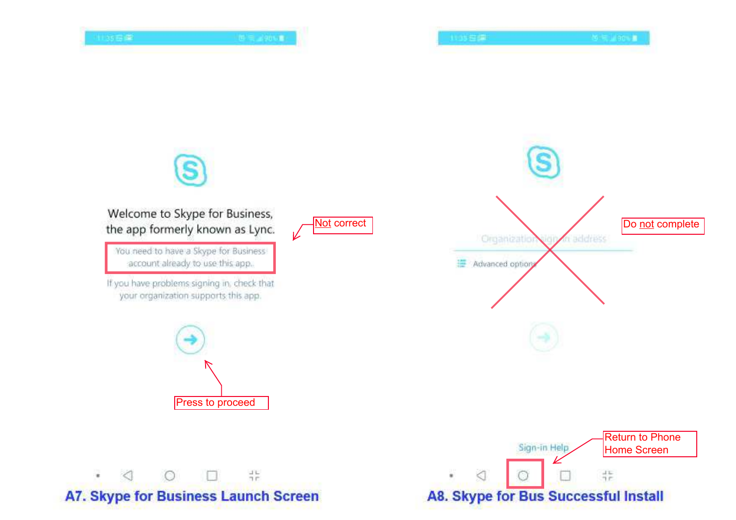Welcome to Skype for Business, the app formerly known as Lync.

You need to have a Skype for Business account already to use this app.

If you have problems signing in, check that your organization supports this app.

Not correct

Press to proceed

**A7. Skype for Business Launch Screen**

Organization sign-in address

Advanced options

Do not complete

Sign-in Help

Return to Phone Home Screen

**A8. Skype for Bus Successful Install**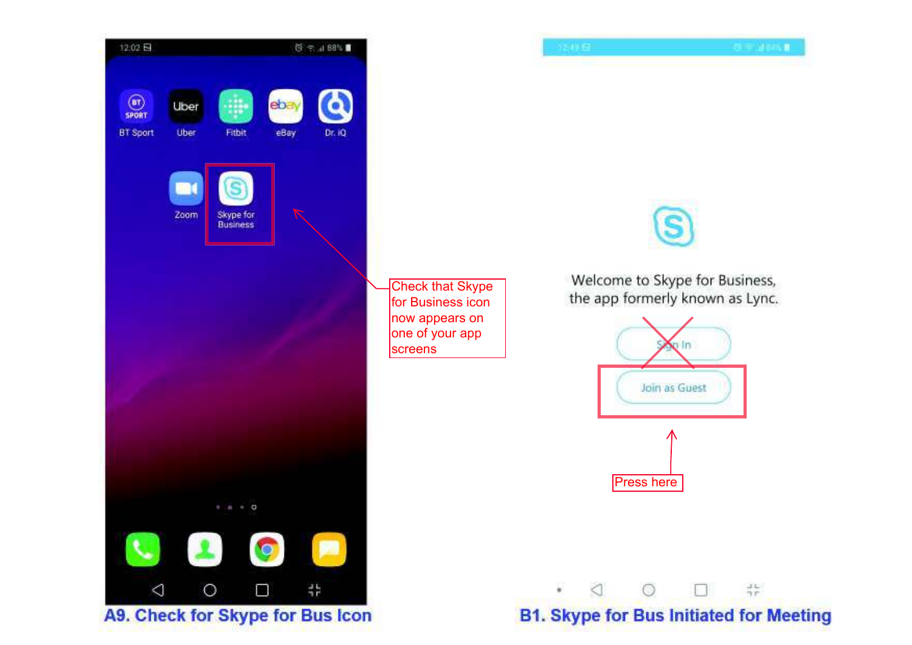Check that Skype for Business icon now appears on one of your app screens

**A9. Check for Skype for Bus Icon**

Welcome to Skype for Business, the app formerly known as Lync.

Sign In

Join as Guest

Press here

**B1. Skype for Bus Initiated for Meeting**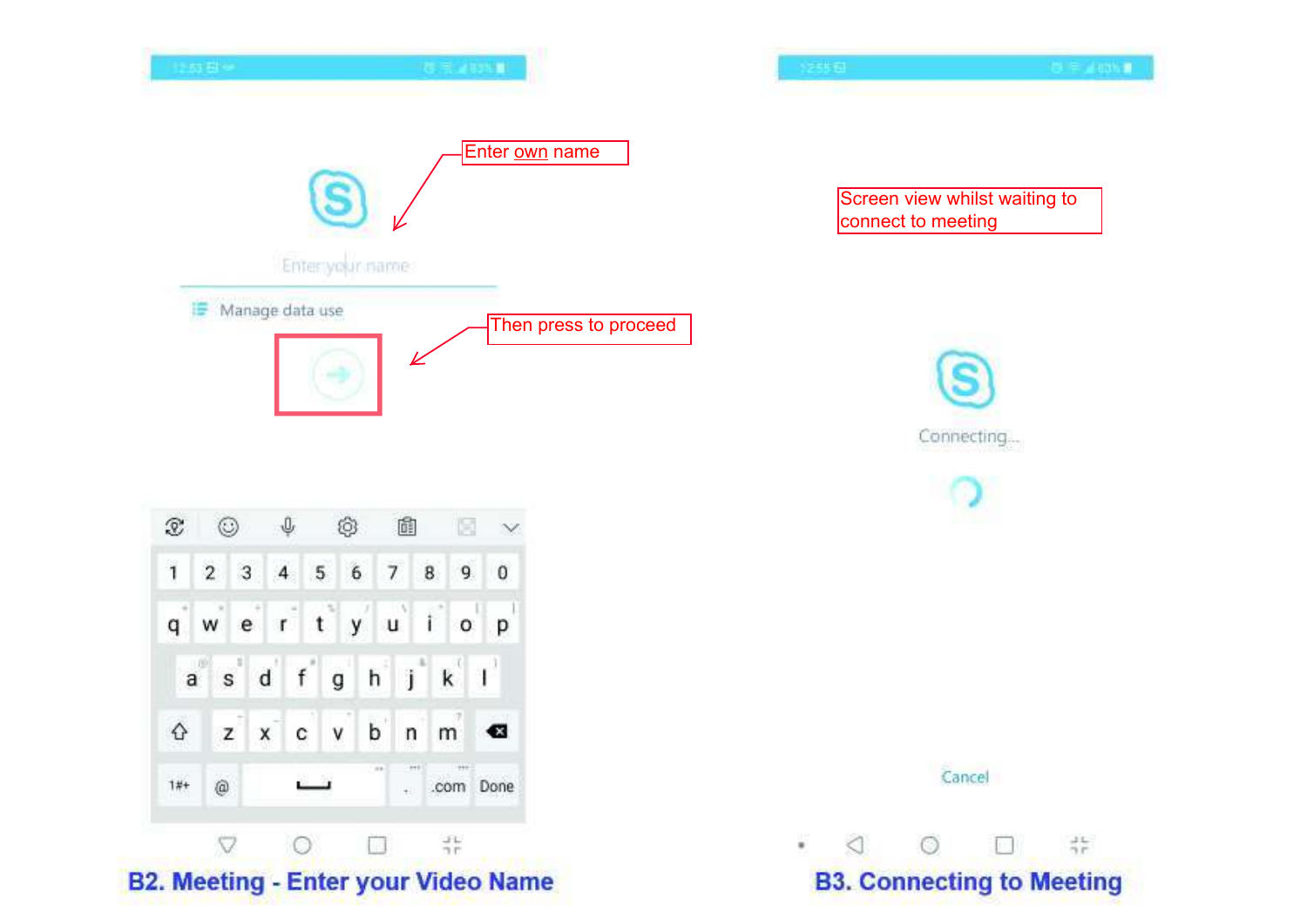Enter own name

Enter your name

Manage data use

Then press to proceed

**B2. Meeting - Enter your Video Name**

Screen view whilst waiting to connect to meeting

Connecting...

Cancel

**B3. Connecting to Meeting**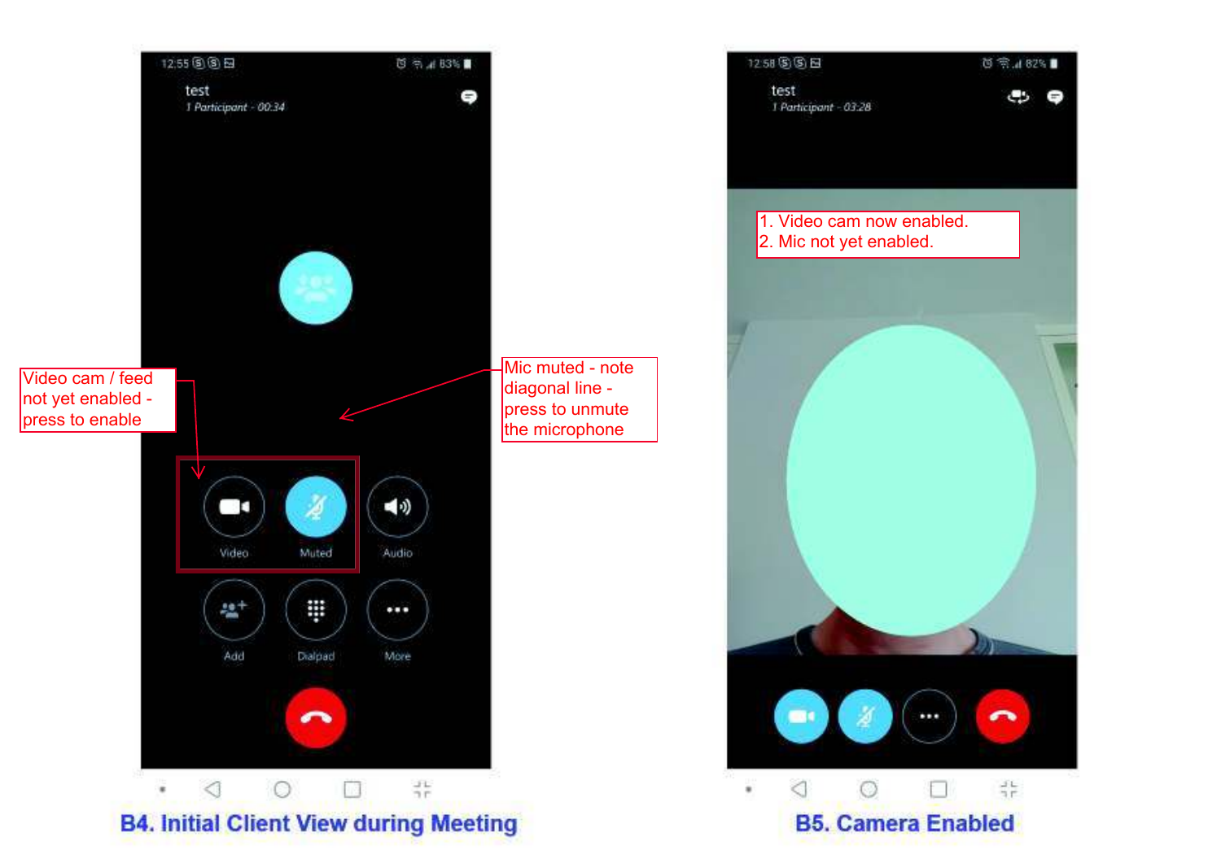test

1 Participant - 00:34

Video cam / feed not yet enabled - press to enable

Mic muted - note diagonal line - press to unmute the microphone

Video Muted Audio

Add Dialpad More

**B4. Initial Client View during Meeting**

test

1 Participant - 03:28

1. Video cam now enabled.
2. Mic not yet enabled.

**B5. Camera Enabled**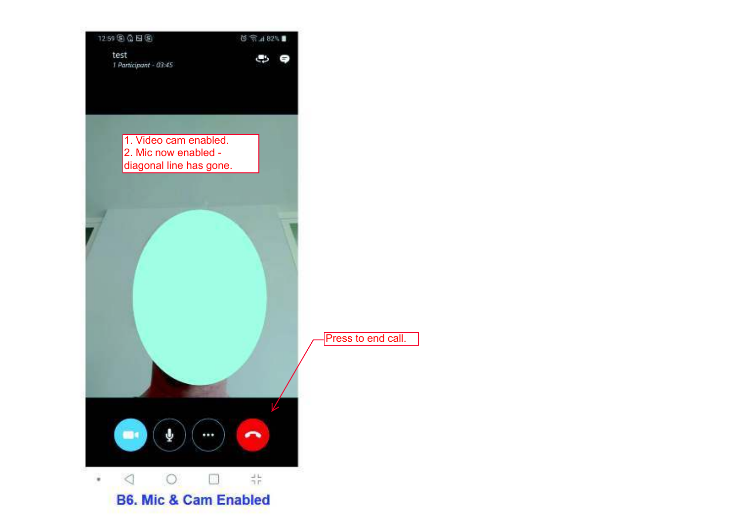test

*1 Participant - 03:45*

1. Video cam enabled.
2. Mic now enabled - diagonal line has gone.

Press to end call.

**B6. Mic & Cam Enabled**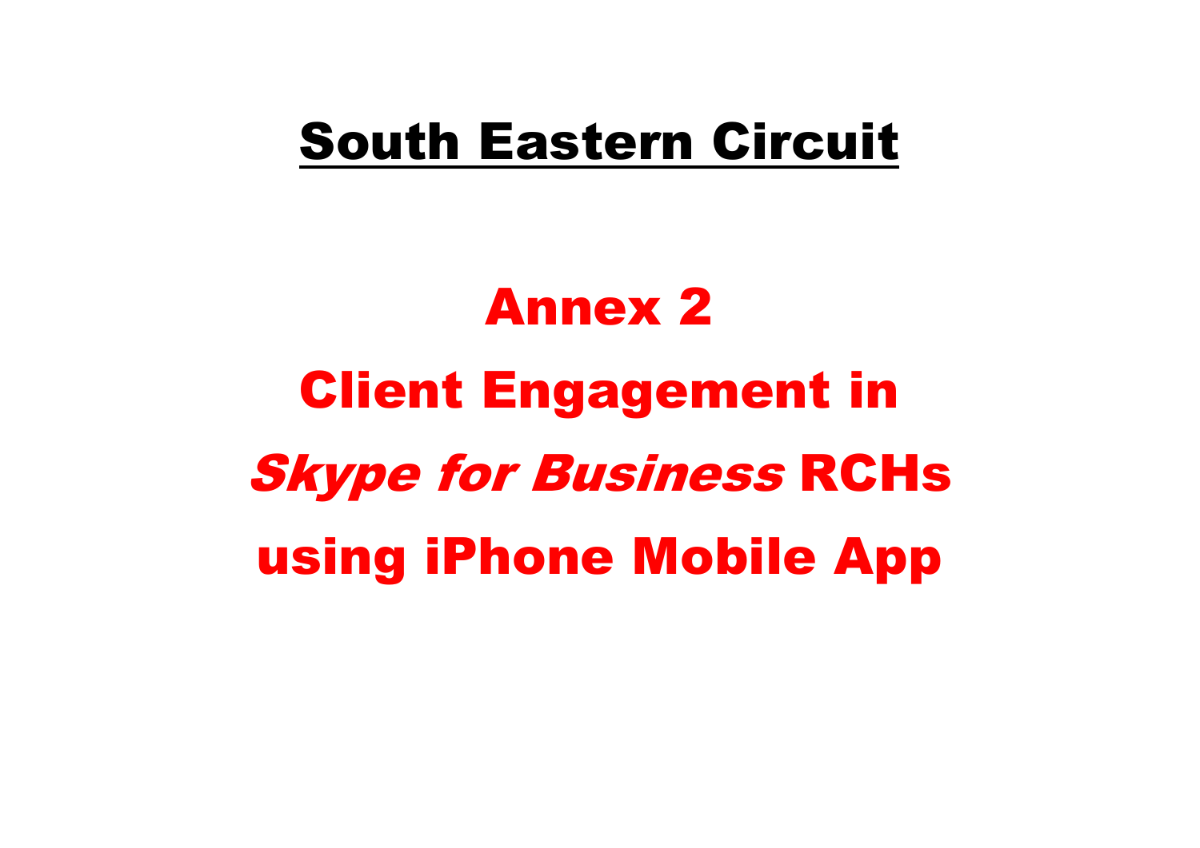# **South Eastern Circuit**

# Annex 2

# Client Engagement in *Skype for Business* RCHs using iPhone Mobile App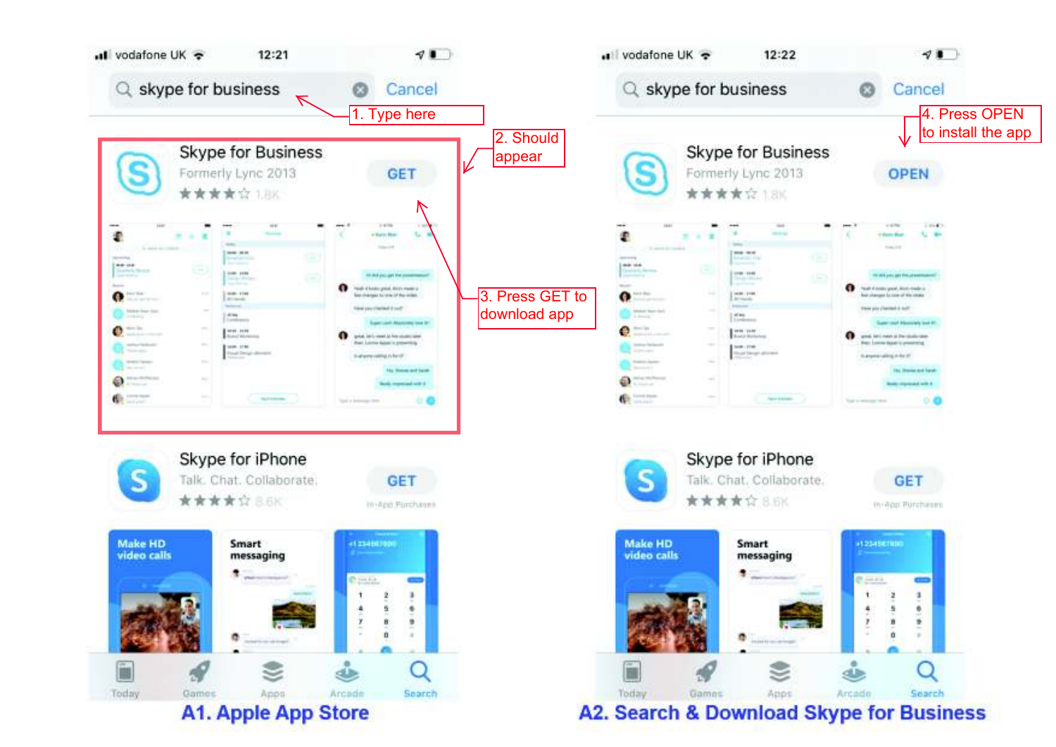1. Type here

2. Should appear

3. Press GET to download app

4. Press OPEN to install the app

A1. Apple App Store

A2. Search & Download Skype for Business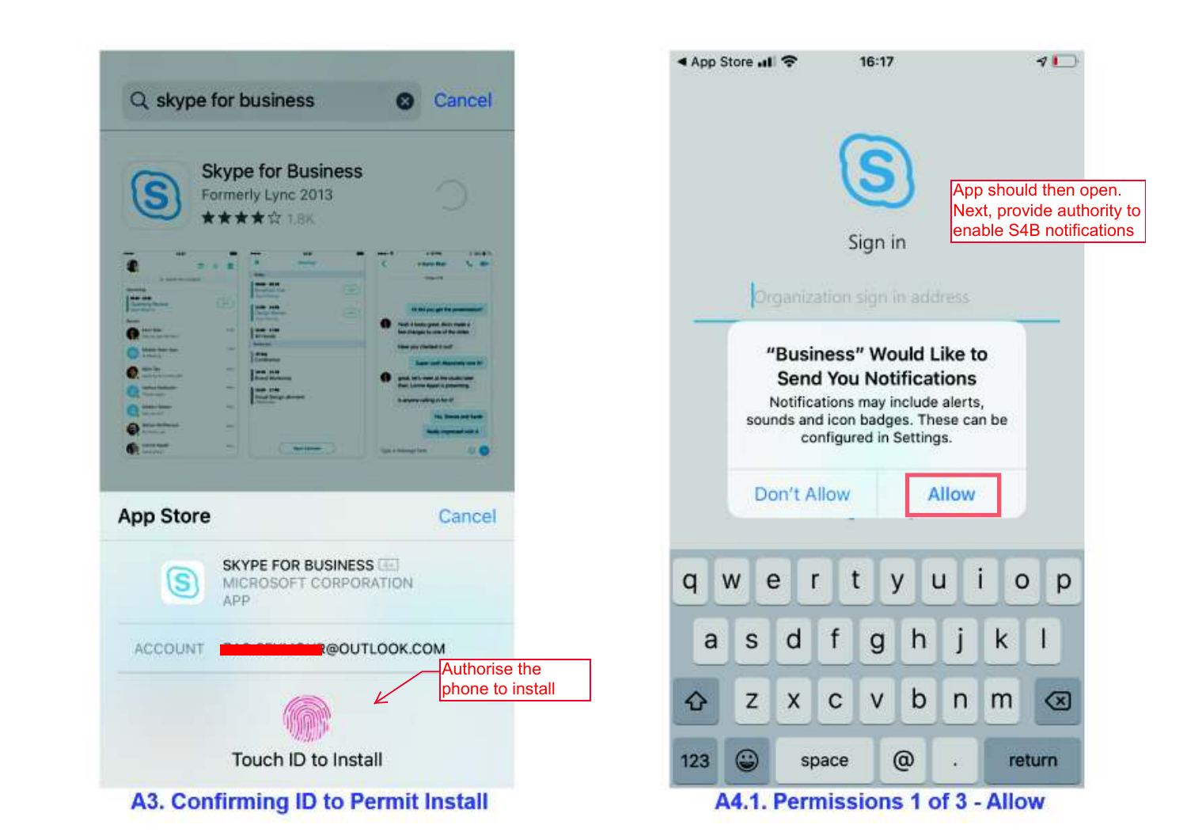Authorise the phone to install

**A3. Confirming ID to Permit Install**

App should then open. Next, provide authority to enable S4B notifications

**A4.1. Permissions 1 of 3 - Allow**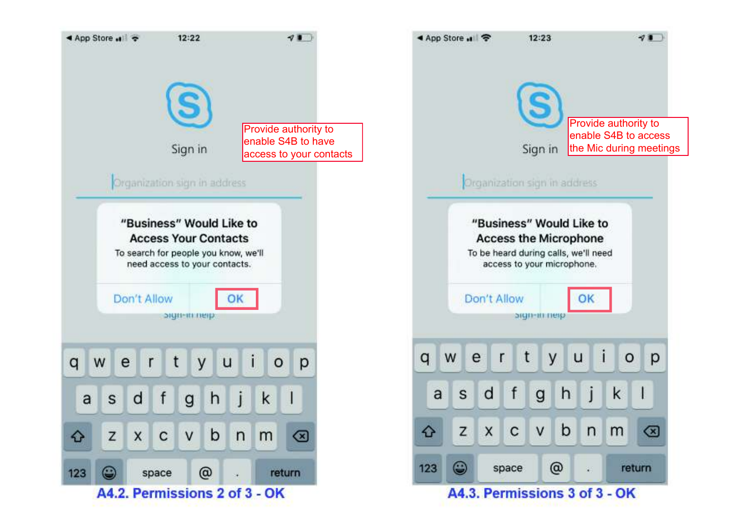Provide authority to enable S4B to have access to your contacts

A4.2. Permissions 2 of 3 - OK

Provide authority to enable S4B to access the Mic during meetings

A4.3. Permissions 3 of 3 - OK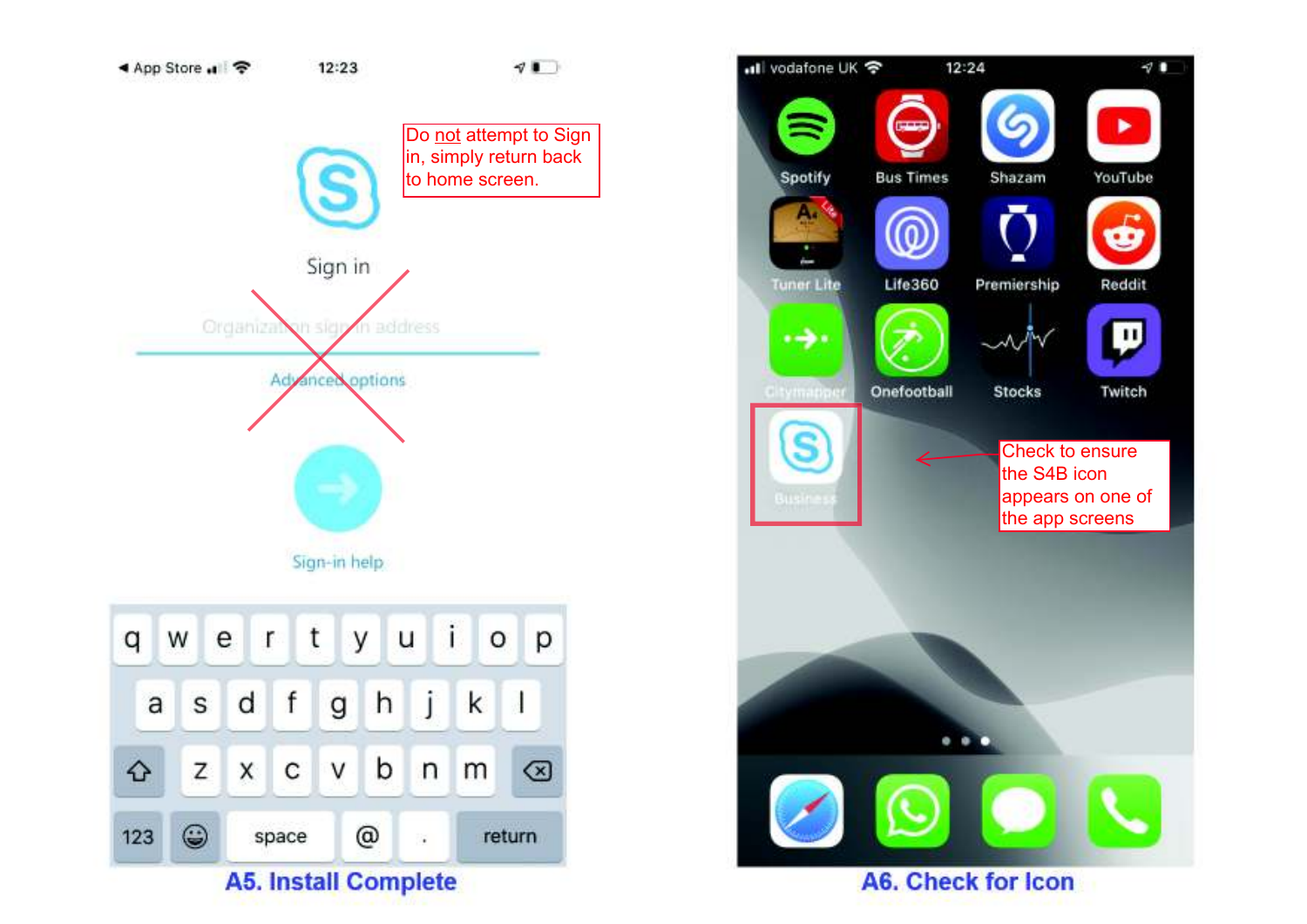Do not attempt to Sign in, simply return back to home screen.

**A5. Install Complete**

Check to ensure the S4B icon appears on one of the app screens

**A6. Check for Icon**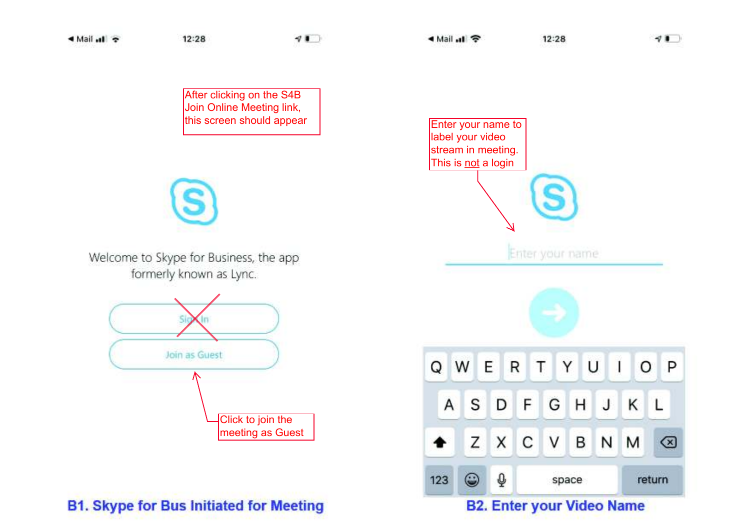After clicking on the S4B Join Online Meeting link, this screen should appear

Welcome to Skype for Business, the app formerly known as Lync.

Sign In

Join as Guest

Click to join the meeting as Guest

**B1. Skype for Bus Initiated for Meeting**

Enter your name to label your video stream in meeting. This is not a login

Enter your name

**B2. Enter your Video Name**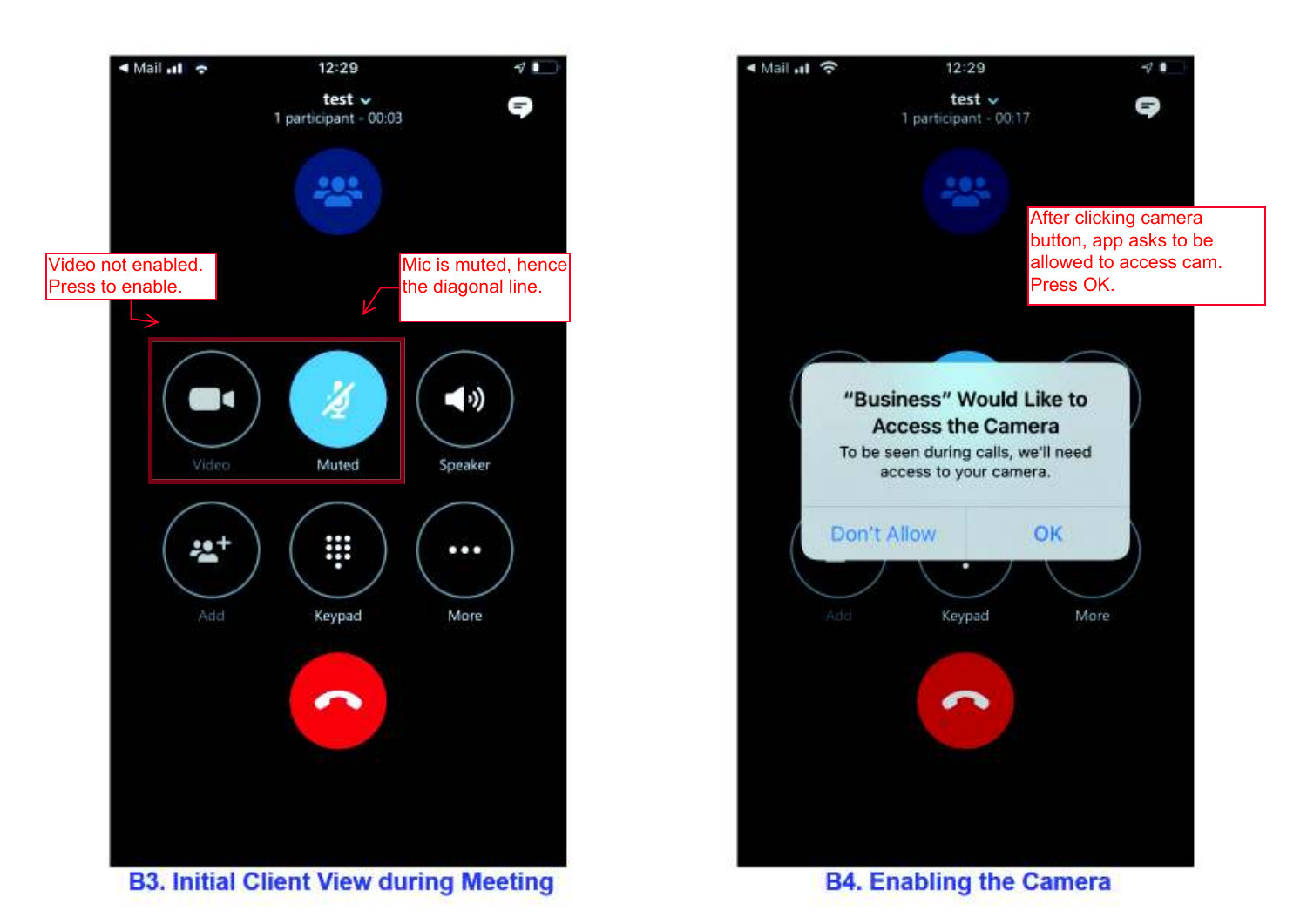Video not enabled. Press to enable.

Mic is muted, hence the diagonal line.

test
1 participant - 00:03

Video | Muted | Speaker

Add | Keypad | More

**B3. Initial Client View during Meeting**

After clicking camera button, app asks to be allowed to access cam. Press OK.

test
1 participant - 00:17

"Business" Would Like to Access the Camera

To be seen during calls, we'll need access to your camera.

Don't Allow | OK

Add | Keypad | More

**B4. Enabling the Camera**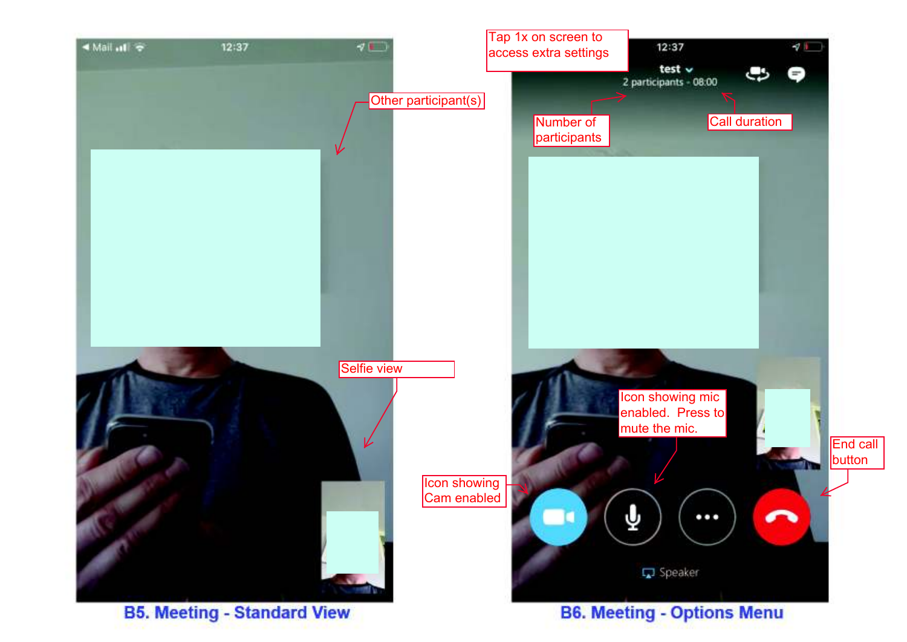Tap 1x on screen to access extra settings

Other participant(s)

Number of participants

Call duration

Selfie view

Icon showing mic enabled. Press to mute the mic.

Icon showing Cam enabled

End call button

**B5. Meeting - Standard View**

**B6. Meeting - Options Menu**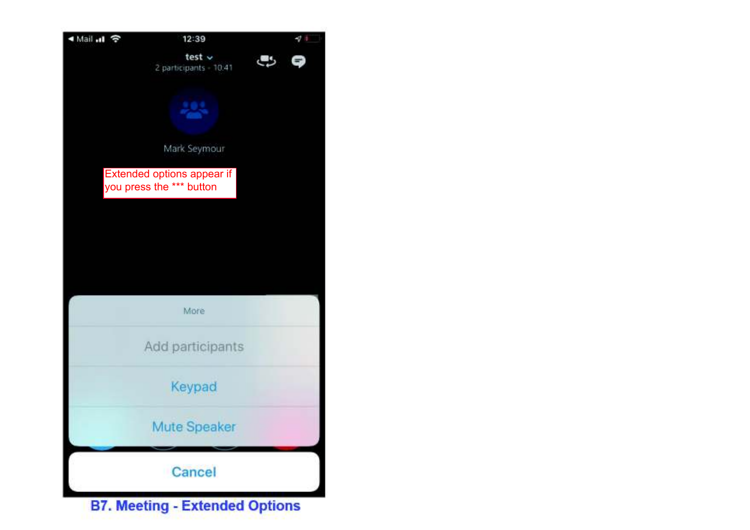Extended options appear if you press the *** button

**B7. Meeting - Extended Options**